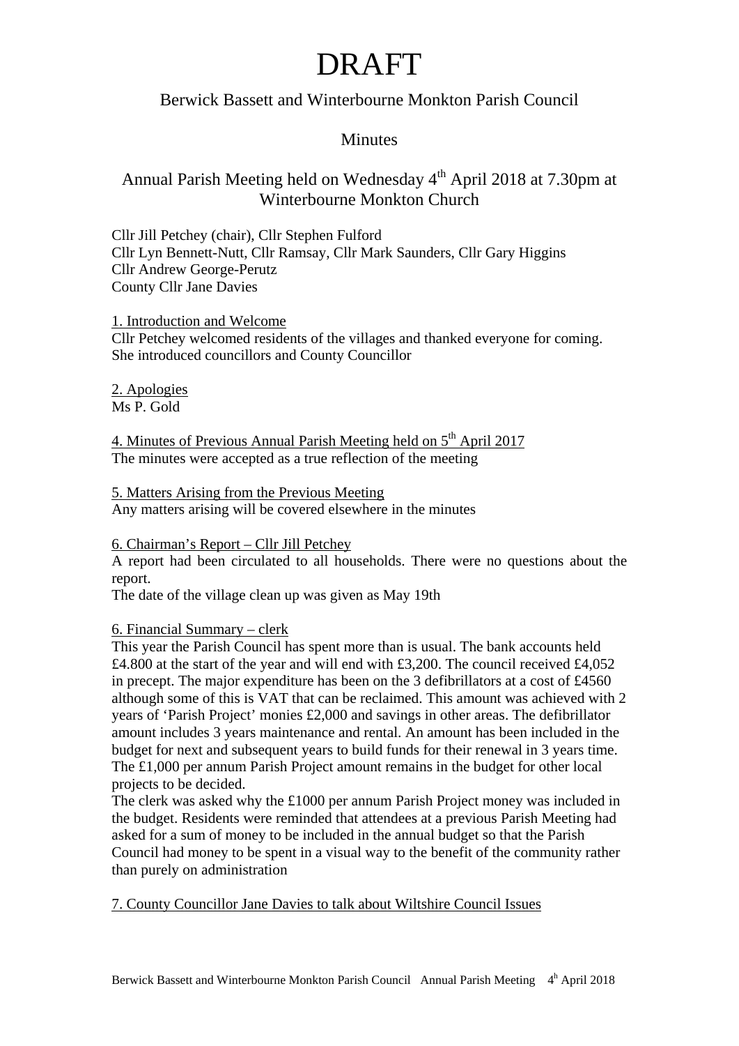# DRAFT

## Berwick Bassett and Winterbourne Monkton Parish Council

## Minutes

## Annual Parish Meeting held on Wednesday 4th April 2018 at 7.30pm at Winterbourne Monkton Church

Cllr Jill Petchey (chair), Cllr Stephen Fulford
Cllr Lyn Bennett-Nutt, Cllr Ramsay, Cllr Mark Saunders, Cllr Gary Higgins
Cllr Andrew George-Perutz
County Cllr Jane Davies

<u>1. Introduction and Welcome</u>
Cllr Petchey welcomed residents of the villages and thanked everyone for coming. She introduced councillors and County Councillor

<u>2. Apologies</u>
Ms P. Gold

<u>4. Minutes of Previous Annual Parish Meeting held on 5th April 2017</u>
The minutes were accepted as a true reflection of the meeting

<u>5. Matters Arising from the Previous Meeting</u>
Any matters arising will be covered elsewhere in the minutes

<u>6. Chairman's Report – Cllr Jill Petchey</u>
A report had been circulated to all households. There were no questions about the report.
The date of the village clean up was given as May 19th

<u>6. Financial Summary – clerk</u>
This year the Parish Council has spent more than is usual. The bank accounts held £4.800 at the start of the year and will end with £3,200. The council received £4,052 in precept. The major expenditure has been on the 3 defibrillators at a cost of £4560 although some of this is VAT that can be reclaimed. This amount was achieved with 2 years of 'Parish Project' monies £2,000 and savings in other areas. The defibrillator amount includes 3 years maintenance and rental. An amount has been included in the budget for next and subsequent years to build funds for their renewal in 3 years time. The £1,000 per annum Parish Project amount remains in the budget for other local projects to be decided.
The clerk was asked why the £1000 per annum Parish Project money was included in the budget. Residents were reminded that attendees at a previous Parish Meeting had asked for a sum of money to be included in the annual budget so that the Parish Council had money to be spent in a visual way to the benefit of the community rather than purely on administration

<u>7. County Councillor Jane Davies to talk about Wiltshire Council Issues</u>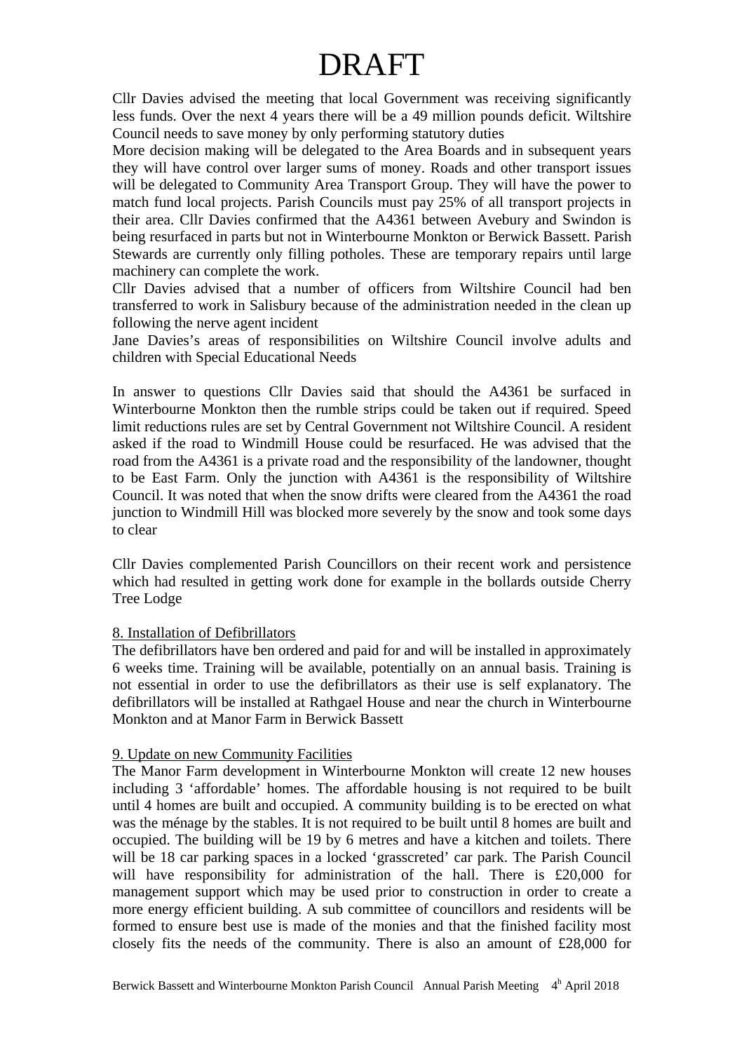# DRAFT

Cllr Davies advised the meeting that local Government was receiving significantly less funds. Over the next 4 years there will be a 49 million pounds deficit. Wiltshire Council needs to save money by only performing statutory duties

More decision making will be delegated to the Area Boards and in subsequent years they will have control over larger sums of money. Roads and other transport issues will be delegated to Community Area Transport Group. They will have the power to match fund local projects. Parish Councils must pay 25% of all transport projects in their area. Cllr Davies confirmed that the A4361 between Avebury and Swindon is being resurfaced in parts but not in Winterbourne Monkton or Berwick Bassett. Parish Stewards are currently only filling potholes. These are temporary repairs until large machinery can complete the work.

Cllr Davies advised that a number of officers from Wiltshire Council had ben transferred to work in Salisbury because of the administration needed in the clean up following the nerve agent incident

Jane Davies's areas of responsibilities on Wiltshire Council involve adults and children with Special Educational Needs

In answer to questions Cllr Davies said that should the A4361 be surfaced in Winterbourne Monkton then the rumble strips could be taken out if required. Speed limit reductions rules are set by Central Government not Wiltshire Council. A resident asked if the road to Windmill House could be resurfaced. He was advised that the road from the A4361 is a private road and the responsibility of the landowner, thought to be East Farm. Only the junction with A4361 is the responsibility of Wiltshire Council. It was noted that when the snow drifts were cleared from the A4361 the road junction to Windmill Hill was blocked more severely by the snow and took some days to clear

Cllr Davies complemented Parish Councillors on their recent work and persistence which had resulted in getting work done for example in the bollards outside Cherry Tree Lodge

8. Installation of Defibrillators

The defibrillators have ben ordered and paid for and will be installed in approximately 6 weeks time. Training will be available, potentially on an annual basis. Training is not essential in order to use the defibrillators as their use is self explanatory. The defibrillators will be installed at Rathgael House and near the church in Winterbourne Monkton and at Manor Farm in Berwick Bassett

9. Update on new Community Facilities

The Manor Farm development in Winterbourne Monkton will create 12 new houses including 3 'affordable' homes. The affordable housing is not required to be built until 4 homes are built and occupied. A community building is to be erected on what was the ménage by the stables. It is not required to be built until 8 homes are built and occupied. The building will be 19 by 6 metres and have a kitchen and toilets. There will be 18 car parking spaces in a locked 'grasscreted' car park. The Parish Council will have responsibility for administration of the hall. There is £20,000 for management support which may be used prior to construction in order to create a more energy efficient building. A sub committee of councillors and residents will be formed to ensure best use is made of the monies and that the finished facility most closely fits the needs of the community. There is also an amount of £28,000 for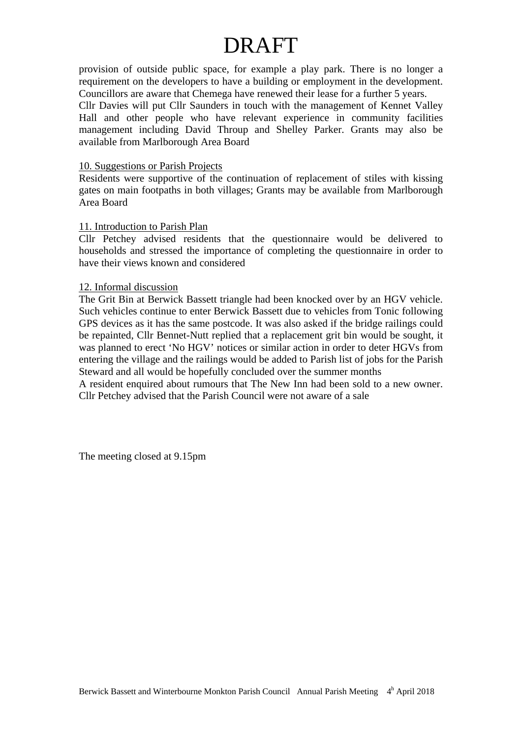# DRAFT

provision of outside public space, for example a play park. There is no longer a requirement on the developers to have a building or employment in the development. Councillors are aware that Chemega have renewed their lease for a further 5 years.
Cllr Davies will put Cllr Saunders in touch with the management of Kennet Valley Hall and other people who have relevant experience in community facilities management including David Throup and Shelley Parker. Grants may also be available from Marlborough Area Board

10. Suggestions or Parish Projects
Residents were supportive of the continuation of replacement of stiles with kissing gates on main footpaths in both villages; Grants may be available from Marlborough Area Board

11. Introduction to Parish Plan
Cllr Petchey advised residents that the questionnaire would be delivered to households and stressed the importance of completing the questionnaire in order to have their views known and considered

12. Informal discussion
The Grit Bin at Berwick Bassett triangle had been knocked over by an HGV vehicle. Such vehicles continue to enter Berwick Bassett due to vehicles from Tonic following GPS devices as it has the same postcode. It was also asked if the bridge railings could be repainted, Cllr Bennet-Nutt replied that a replacement grit bin would be sought, it was planned to erect 'No HGV' notices or similar action in order to deter HGVs from entering the village and the railings would be added to Parish list of jobs for the Parish Steward and all would be hopefully concluded over the summer months
A resident enquired about rumours that The New Inn had been sold to a new owner. Cllr Petchey advised that the Parish Council were not aware of a sale

The meeting closed at 9.15pm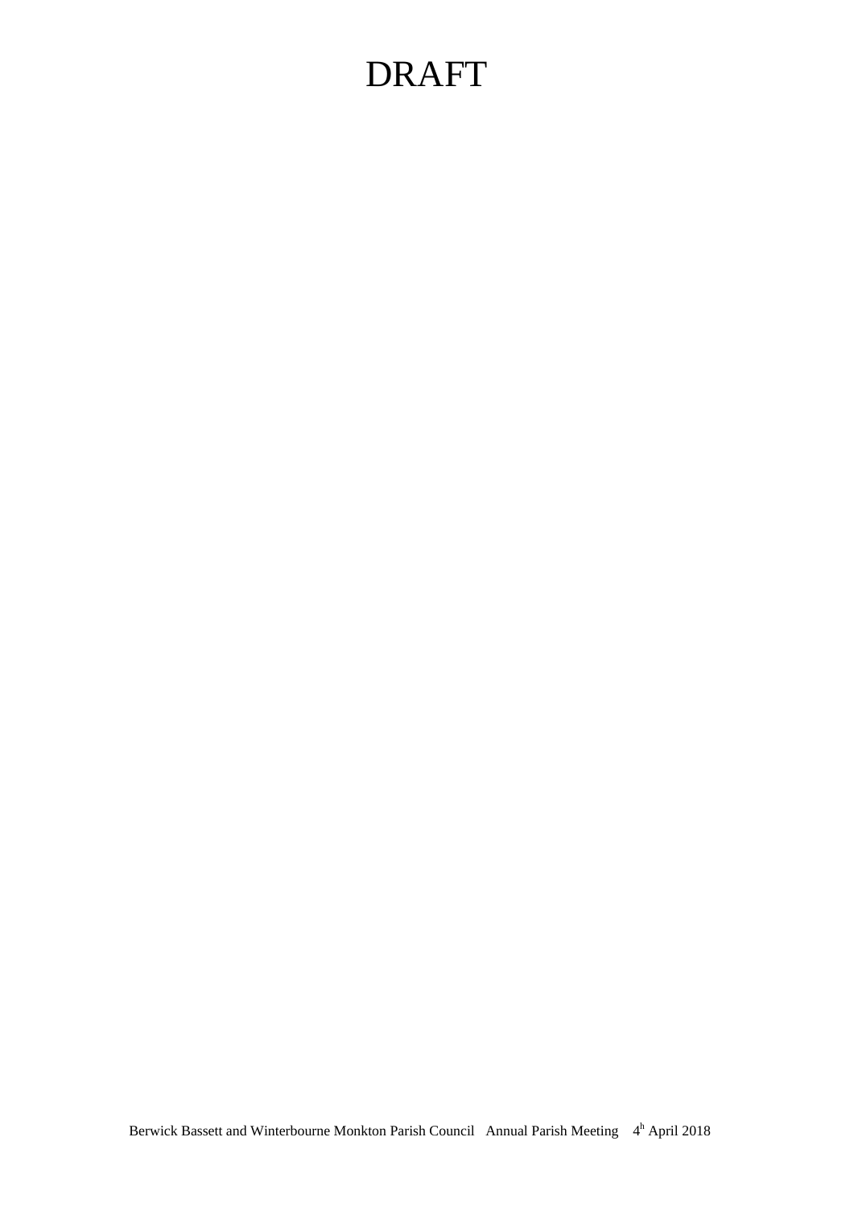# DRAFT